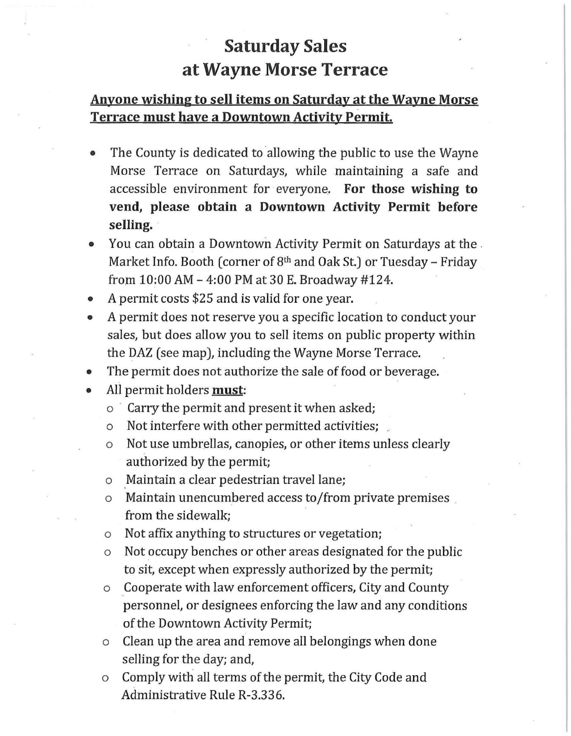# Saturday Sales
# at Wayne Morse Terrace

**Anyone wishing to sell items on Saturday at the Wayne Morse Terrace must have a Downtown Activity Permit.**

- The County is dedicated to allowing the public to use the Wayne Morse Terrace on Saturdays, while maintaining a safe and accessible environment for everyone. **For those wishing to vend, please obtain a Downtown Activity Permit before selling.**
- You can obtain a Downtown Activity Permit on Saturdays at the Market Info. Booth (corner of 8th and Oak St.) or Tuesday – Friday from 10:00 AM – 4:00 PM at 30 E. Broadway #124.
- A permit costs $25 and is valid for one year.
- A permit does not reserve you a specific location to conduct your sales, but does allow you to sell items on public property within the DAZ (see map), including the Wayne Morse Terrace.
- The permit does not authorize the sale of food or beverage.
- All permit holders **must**:
  - Carry the permit and present it when asked;
  - Not interfere with other permitted activities;
  - Not use umbrellas, canopies, or other items unless clearly authorized by the permit;
  - Maintain a clear pedestrian travel lane;
  - Maintain unencumbered access to/from private premises from the sidewalk;
  - Not affix anything to structures or vegetation;
  - Not occupy benches or other areas designated for the public to sit, except when expressly authorized by the permit;
  - Cooperate with law enforcement officers, City and County personnel, or designees enforcing the law and any conditions of the Downtown Activity Permit;
  - Clean up the area and remove all belongings when done selling for the day; and,
  - Comply with all terms of the permit, the City Code and Administrative Rule R-3.336.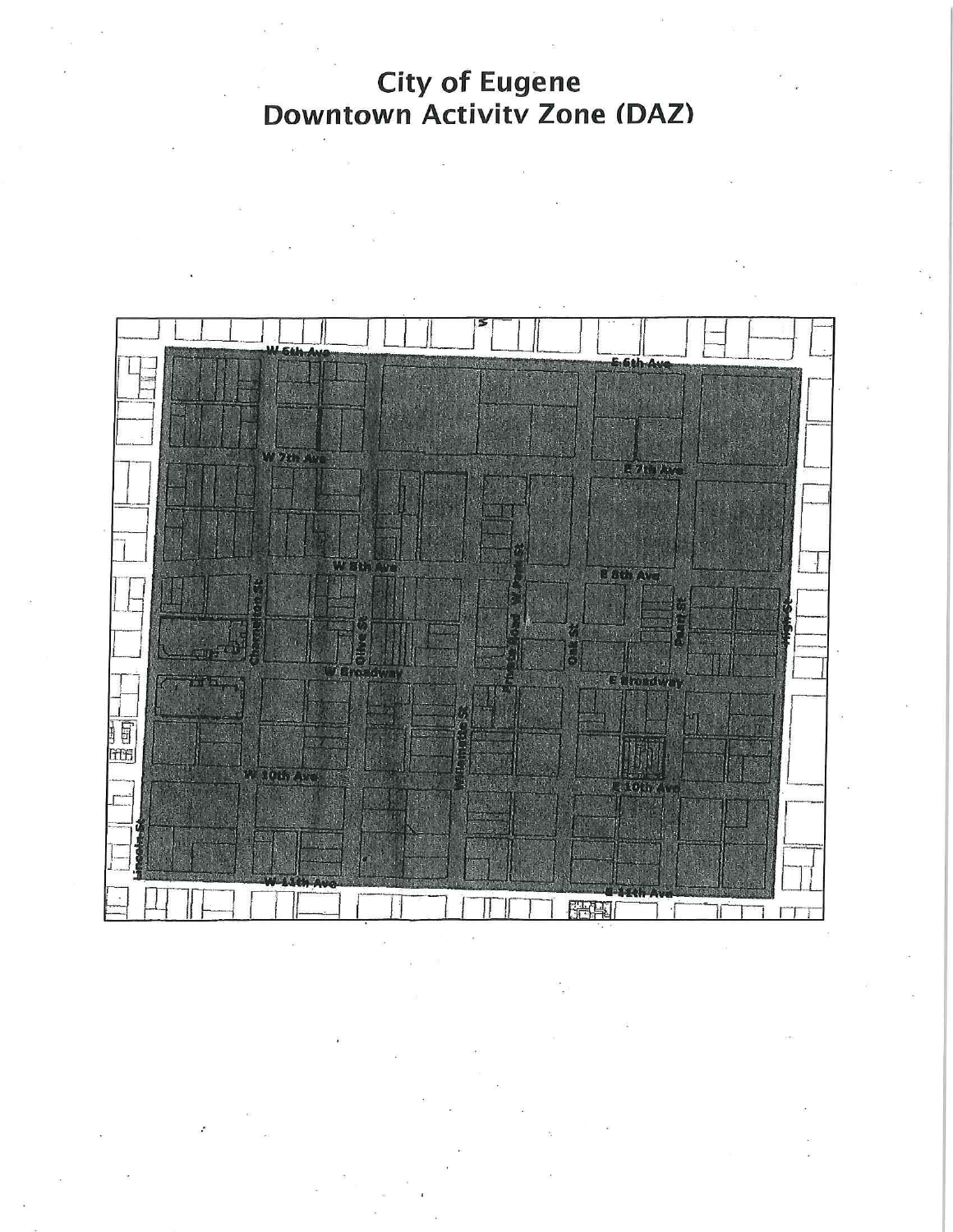# City of Eugene
# Downtown Activity Zone (DAZ)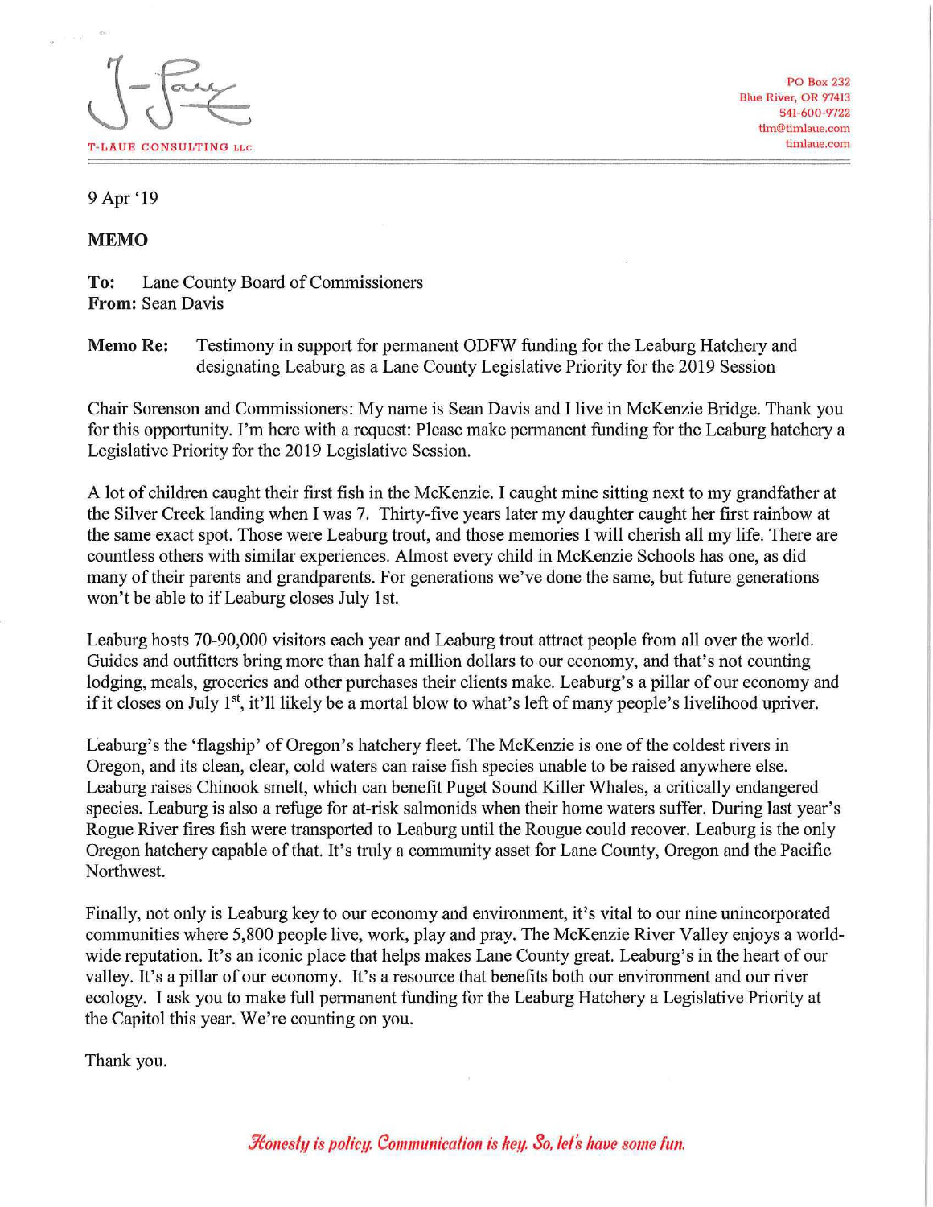T-LAUE CONSULTING LLC

PO Box 232
Blue River, OR 97413
541-600-9722
tim@timlaue.com
timlaue.com

9 Apr '19

**MEMO**

**To:** Lane County Board of Commissioners
**From:** Sean Davis

**Memo Re:** Testimony in support for permanent ODFW funding for the Leaburg Hatchery and designating Leaburg as a Lane County Legislative Priority for the 2019 Session

Chair Sorenson and Commissioners: My name is Sean Davis and I live in McKenzie Bridge. Thank you for this opportunity. I'm here with a request: Please make permanent funding for the Leaburg hatchery a Legislative Priority for the 2019 Legislative Session.

A lot of children caught their first fish in the McKenzie. I caught mine sitting next to my grandfather at the Silver Creek landing when I was 7. Thirty-five years later my daughter caught her first rainbow at the same exact spot. Those were Leaburg trout, and those memories I will cherish all my life. There are countless others with similar experiences. Almost every child in McKenzie Schools has one, as did many of their parents and grandparents. For generations we've done the same, but future generations won't be able to if Leaburg closes July 1st.

Leaburg hosts 70-90,000 visitors each year and Leaburg trout attract people from all over the world. Guides and outfitters bring more than half a million dollars to our economy, and that's not counting lodging, meals, groceries and other purchases their clients make. Leaburg's a pillar of our economy and if it closes on July 1st, it'll likely be a mortal blow to what's left of many people's livelihood upriver.

Leaburg's the 'flagship' of Oregon's hatchery fleet. The McKenzie is one of the coldest rivers in Oregon, and its clean, clear, cold waters can raise fish species unable to be raised anywhere else. Leaburg raises Chinook smelt, which can benefit Puget Sound Killer Whales, a critically endangered species. Leaburg is also a refuge for at-risk salmonids when their home waters suffer. During last year's Rogue River fires fish were transported to Leaburg until the Rougue could recover. Leaburg is the only Oregon hatchery capable of that. It's truly a community asset for Lane County, Oregon and the Pacific Northwest.

Finally, not only is Leaburg key to our economy and environment, it's vital to our nine unincorporated communities where 5,800 people live, work, play and pray. The McKenzie River Valley enjoys a world-wide reputation. It's an iconic place that helps makes Lane County great. Leaburg's in the heart of our valley. It's a pillar of our economy. It's a resource that benefits both our environment and our river ecology. I ask you to make full permanent funding for the Leaburg Hatchery a Legislative Priority at the Capitol this year. We're counting on you.

Thank you.

*Honesty is policy. Communication is key. So, let's have some fun.*